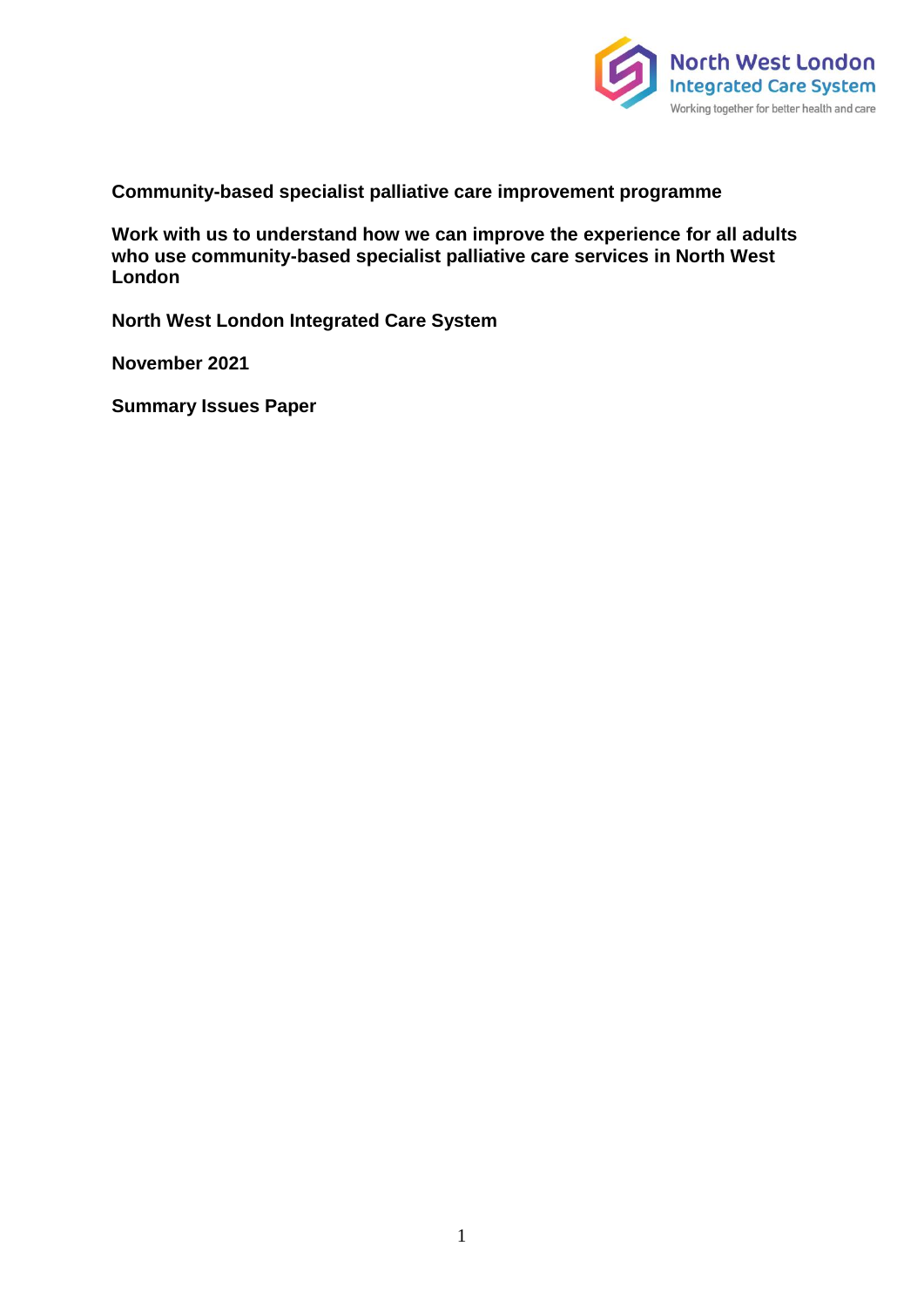North West London Integrated Care System
Working together for better health and care

**Community-based specialist palliative care improvement programme**

**Work with us to understand how we can improve the experience for all adults who use community-based specialist palliative care services in North West London**

**North West London Integrated Care System**

**November 2021**

**Summary Issues Paper**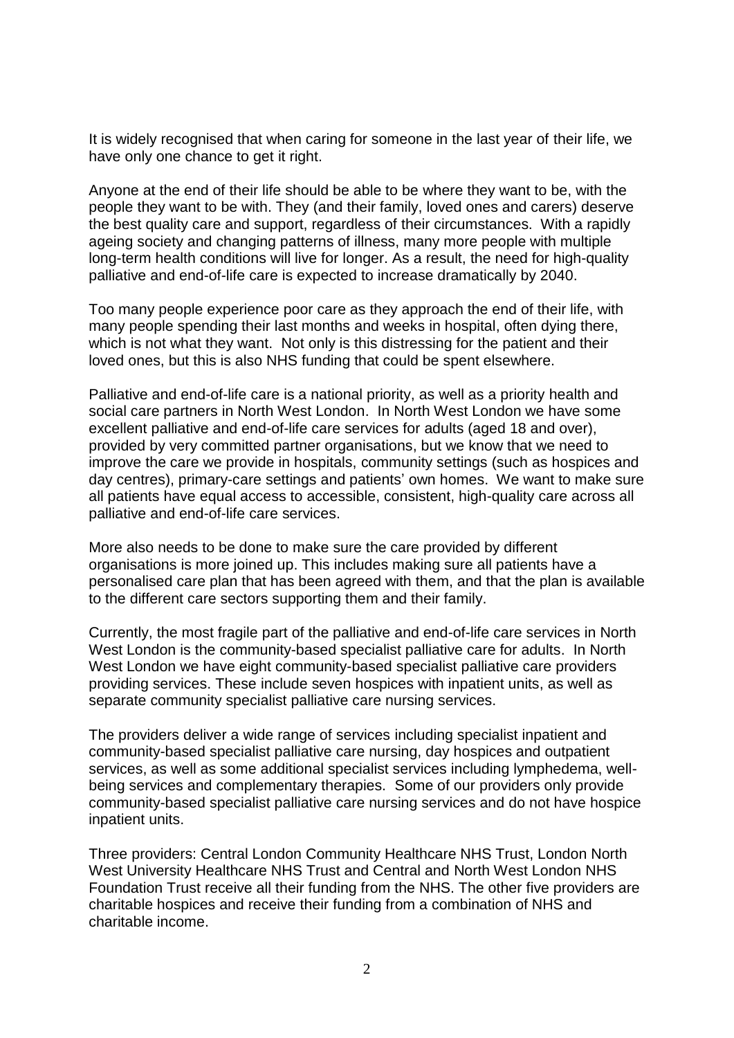It is widely recognised that when caring for someone in the last year of their life, we have only one chance to get it right.

Anyone at the end of their life should be able to be where they want to be, with the people they want to be with. They (and their family, loved ones and carers) deserve the best quality care and support, regardless of their circumstances. With a rapidly ageing society and changing patterns of illness, many more people with multiple long-term health conditions will live for longer. As a result, the need for high-quality palliative and end-of-life care is expected to increase dramatically by 2040.

Too many people experience poor care as they approach the end of their life, with many people spending their last months and weeks in hospital, often dying there, which is not what they want. Not only is this distressing for the patient and their loved ones, but this is also NHS funding that could be spent elsewhere.

Palliative and end-of-life care is a national priority, as well as a priority health and social care partners in North West London. In North West London we have some excellent palliative and end-of-life care services for adults (aged 18 and over), provided by very committed partner organisations, but we know that we need to improve the care we provide in hospitals, community settings (such as hospices and day centres), primary-care settings and patients' own homes. We want to make sure all patients have equal access to accessible, consistent, high-quality care across all palliative and end-of-life care services.

More also needs to be done to make sure the care provided by different organisations is more joined up. This includes making sure all patients have a personalised care plan that has been agreed with them, and that the plan is available to the different care sectors supporting them and their family.

Currently, the most fragile part of the palliative and end-of-life care services in North West London is the community-based specialist palliative care for adults. In North West London we have eight community-based specialist palliative care providers providing services. These include seven hospices with inpatient units, as well as separate community specialist palliative care nursing services.

The providers deliver a wide range of services including specialist inpatient and community-based specialist palliative care nursing, day hospices and outpatient services, as well as some additional specialist services including lymphedema, well-being services and complementary therapies. Some of our providers only provide community-based specialist palliative care nursing services and do not have hospice inpatient units.

Three providers: Central London Community Healthcare NHS Trust, London North West University Healthcare NHS Trust and Central and North West London NHS Foundation Trust receive all their funding from the NHS. The other five providers are charitable hospices and receive their funding from a combination of NHS and charitable income.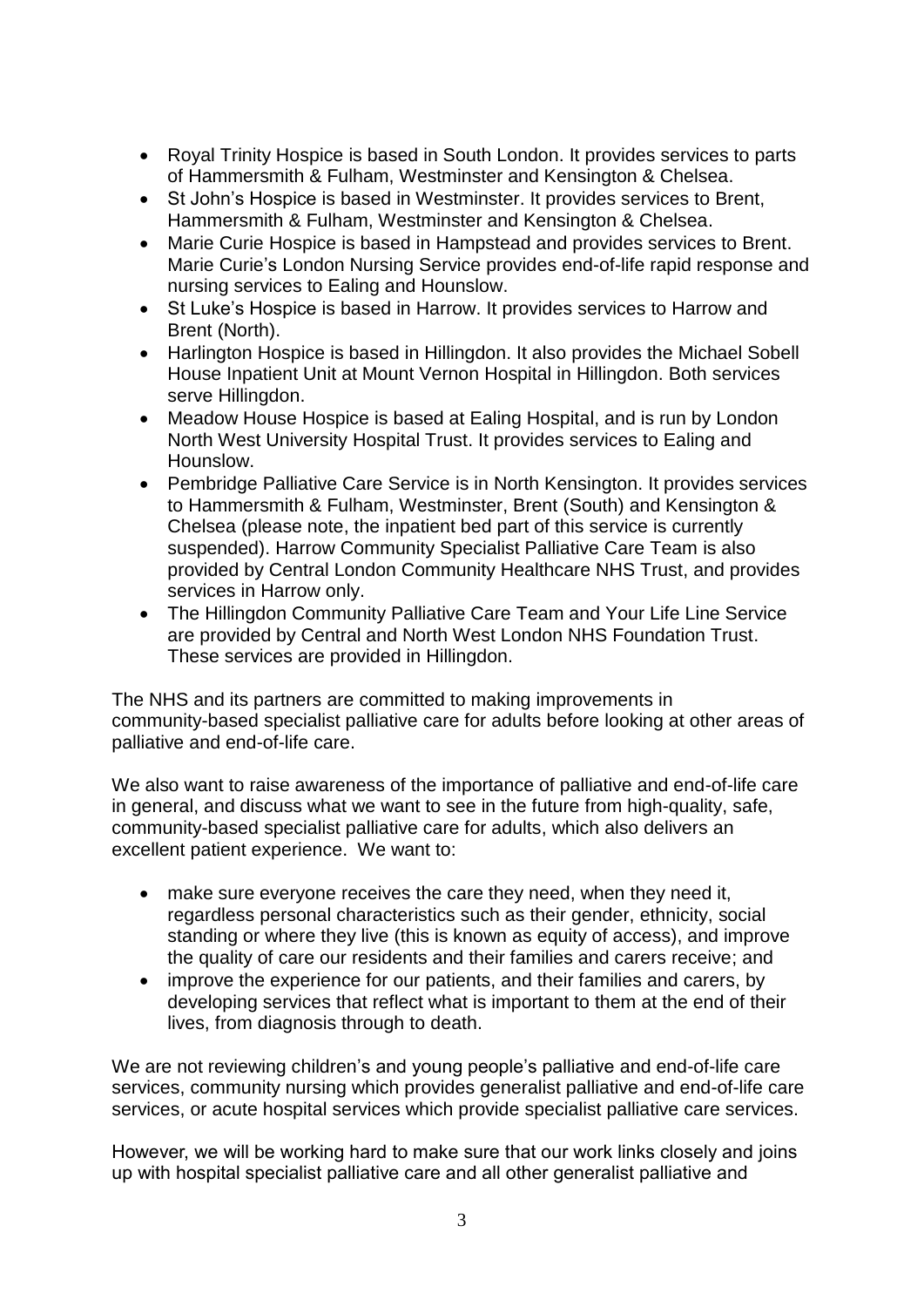- Royal Trinity Hospice is based in South London. It provides services to parts of Hammersmith & Fulham, Westminster and Kensington & Chelsea.
- St John's Hospice is based in Westminster. It provides services to Brent, Hammersmith & Fulham, Westminster and Kensington & Chelsea.
- Marie Curie Hospice is based in Hampstead and provides services to Brent. Marie Curie's London Nursing Service provides end-of-life rapid response and nursing services to Ealing and Hounslow.
- St Luke's Hospice is based in Harrow. It provides services to Harrow and Brent (North).
- Harlington Hospice is based in Hillingdon. It also provides the Michael Sobell House Inpatient Unit at Mount Vernon Hospital in Hillingdon. Both services serve Hillingdon.
- Meadow House Hospice is based at Ealing Hospital, and is run by London North West University Hospital Trust. It provides services to Ealing and Hounslow.
- Pembridge Palliative Care Service is in North Kensington. It provides services to Hammersmith & Fulham, Westminster, Brent (South) and Kensington & Chelsea (please note, the inpatient bed part of this service is currently suspended). Harrow Community Specialist Palliative Care Team is also provided by Central London Community Healthcare NHS Trust, and provides services in Harrow only.
- The Hillingdon Community Palliative Care Team and Your Life Line Service are provided by Central and North West London NHS Foundation Trust. These services are provided in Hillingdon.

The NHS and its partners are committed to making improvements in community-based specialist palliative care for adults before looking at other areas of palliative and end-of-life care.

We also want to raise awareness of the importance of palliative and end-of-life care in general, and discuss what we want to see in the future from high-quality, safe, community-based specialist palliative care for adults, which also delivers an excellent patient experience. We want to:

- make sure everyone receives the care they need, when they need it, regardless personal characteristics such as their gender, ethnicity, social standing or where they live (this is known as equity of access), and improve the quality of care our residents and their families and carers receive; and
- improve the experience for our patients, and their families and carers, by developing services that reflect what is important to them at the end of their lives, from diagnosis through to death.

We are not reviewing children's and young people's palliative and end-of-life care services, community nursing which provides generalist palliative and end-of-life care services, or acute hospital services which provide specialist palliative care services.

However, we will be working hard to make sure that our work links closely and joins up with hospital specialist palliative care and all other generalist palliative and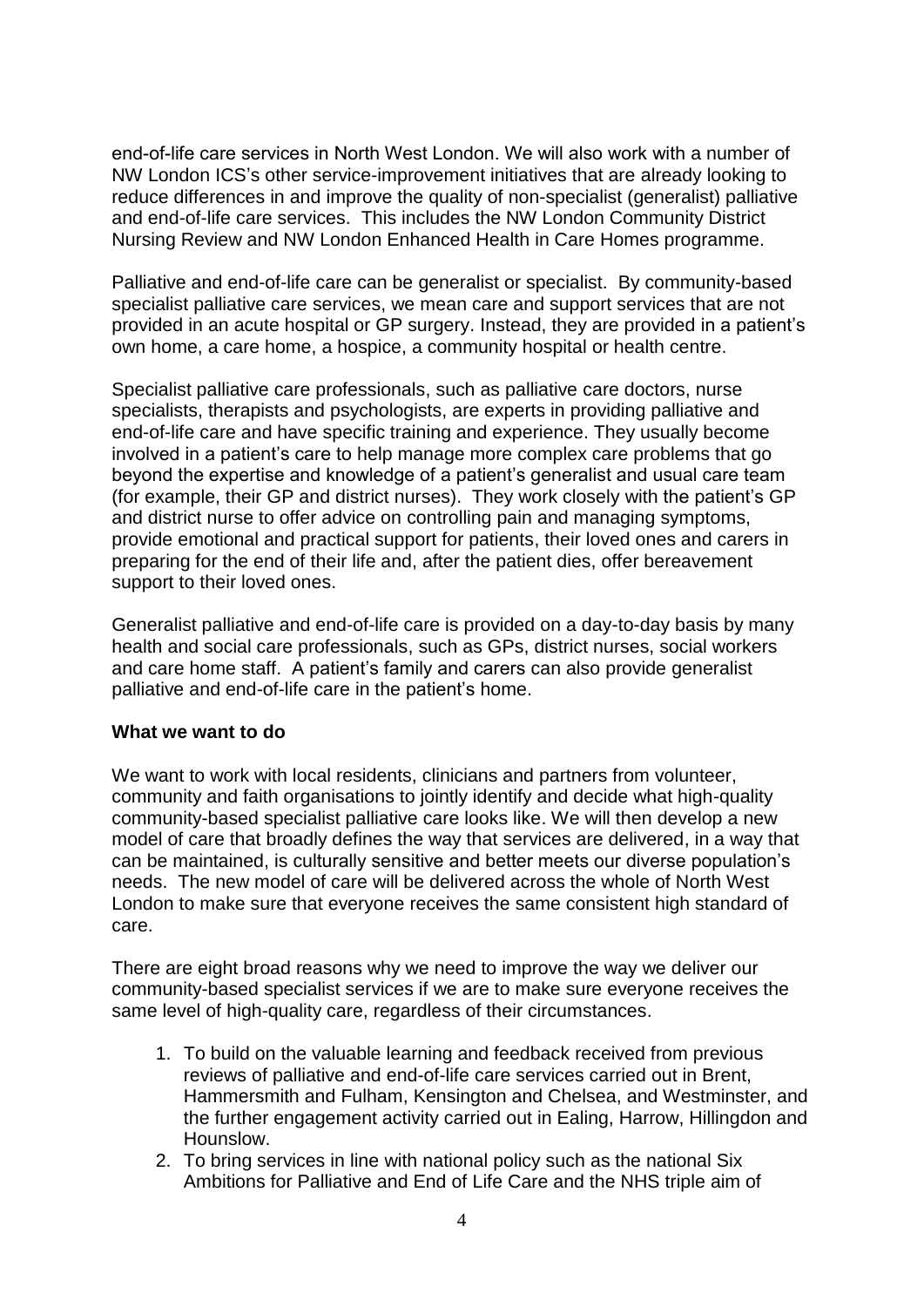end-of-life care services in North West London. We will also work with a number of NW London ICS's other service-improvement initiatives that are already looking to reduce differences in and improve the quality of non-specialist (generalist) palliative and end-of-life care services. This includes the NW London Community District Nursing Review and NW London Enhanced Health in Care Homes programme.

Palliative and end-of-life care can be generalist or specialist. By community-based specialist palliative care services, we mean care and support services that are not provided in an acute hospital or GP surgery. Instead, they are provided in a patient's own home, a care home, a hospice, a community hospital or health centre.

Specialist palliative care professionals, such as palliative care doctors, nurse specialists, therapists and psychologists, are experts in providing palliative and end-of-life care and have specific training and experience. They usually become involved in a patient's care to help manage more complex care problems that go beyond the expertise and knowledge of a patient's generalist and usual care team (for example, their GP and district nurses). They work closely with the patient's GP and district nurse to offer advice on controlling pain and managing symptoms, provide emotional and practical support for patients, their loved ones and carers in preparing for the end of their life and, after the patient dies, offer bereavement support to their loved ones.

Generalist palliative and end-of-life care is provided on a day-to-day basis by many health and social care professionals, such as GPs, district nurses, social workers and care home staff. A patient's family and carers can also provide generalist palliative and end-of-life care in the patient's home.

**What we want to do**

We want to work with local residents, clinicians and partners from volunteer, community and faith organisations to jointly identify and decide what high-quality community-based specialist palliative care looks like. We will then develop a new model of care that broadly defines the way that services are delivered, in a way that can be maintained, is culturally sensitive and better meets our diverse population's needs. The new model of care will be delivered across the whole of North West London to make sure that everyone receives the same consistent high standard of care.

There are eight broad reasons why we need to improve the way we deliver our community-based specialist services if we are to make sure everyone receives the same level of high-quality care, regardless of their circumstances.

1. To build on the valuable learning and feedback received from previous reviews of palliative and end-of-life care services carried out in Brent, Hammersmith and Fulham, Kensington and Chelsea, and Westminster, and the further engagement activity carried out in Ealing, Harrow, Hillingdon and Hounslow.
2. To bring services in line with national policy such as the national Six Ambitions for Palliative and End of Life Care and the NHS triple aim of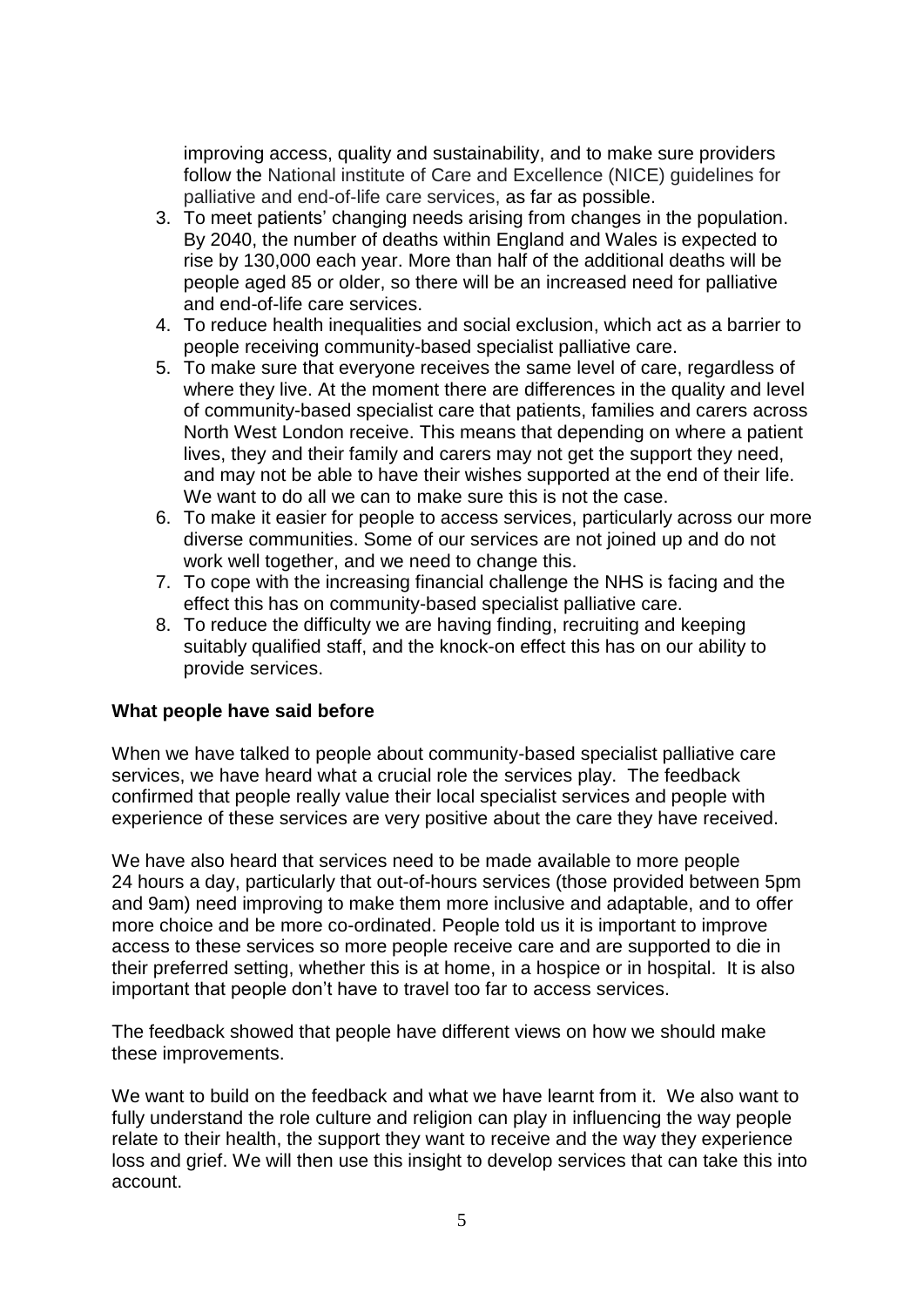improving access, quality and sustainability, and to make sure providers follow the National institute of Care and Excellence (NICE) guidelines for palliative and end-of-life care services, as far as possible.

3. To meet patients' changing needs arising from changes in the population. By 2040, the number of deaths within England and Wales is expected to rise by 130,000 each year. More than half of the additional deaths will be people aged 85 or older, so there will be an increased need for palliative and end-of-life care services.
4. To reduce health inequalities and social exclusion, which act as a barrier to people receiving community-based specialist palliative care.
5. To make sure that everyone receives the same level of care, regardless of where they live. At the moment there are differences in the quality and level of community-based specialist care that patients, families and carers across North West London receive. This means that depending on where a patient lives, they and their family and carers may not get the support they need, and may not be able to have their wishes supported at the end of their life. We want to do all we can to make sure this is not the case.
6. To make it easier for people to access services, particularly across our more diverse communities. Some of our services are not joined up and do not work well together, and we need to change this.
7. To cope with the increasing financial challenge the NHS is facing and the effect this has on community-based specialist palliative care.
8. To reduce the difficulty we are having finding, recruiting and keeping suitably qualified staff, and the knock-on effect this has on our ability to provide services.

**What people have said before**

When we have talked to people about community-based specialist palliative care services, we have heard what a crucial role the services play. The feedback confirmed that people really value their local specialist services and people with experience of these services are very positive about the care they have received.

We have also heard that services need to be made available to more people 24 hours a day, particularly that out-of-hours services (those provided between 5pm and 9am) need improving to make them more inclusive and adaptable, and to offer more choice and be more co-ordinated. People told us it is important to improve access to these services so more people receive care and are supported to die in their preferred setting, whether this is at home, in a hospice or in hospital. It is also important that people don't have to travel too far to access services.

The feedback showed that people have different views on how we should make these improvements.

We want to build on the feedback and what we have learnt from it. We also want to fully understand the role culture and religion can play in influencing the way people relate to their health, the support they want to receive and the way they experience loss and grief. We will then use this insight to develop services that can take this into account.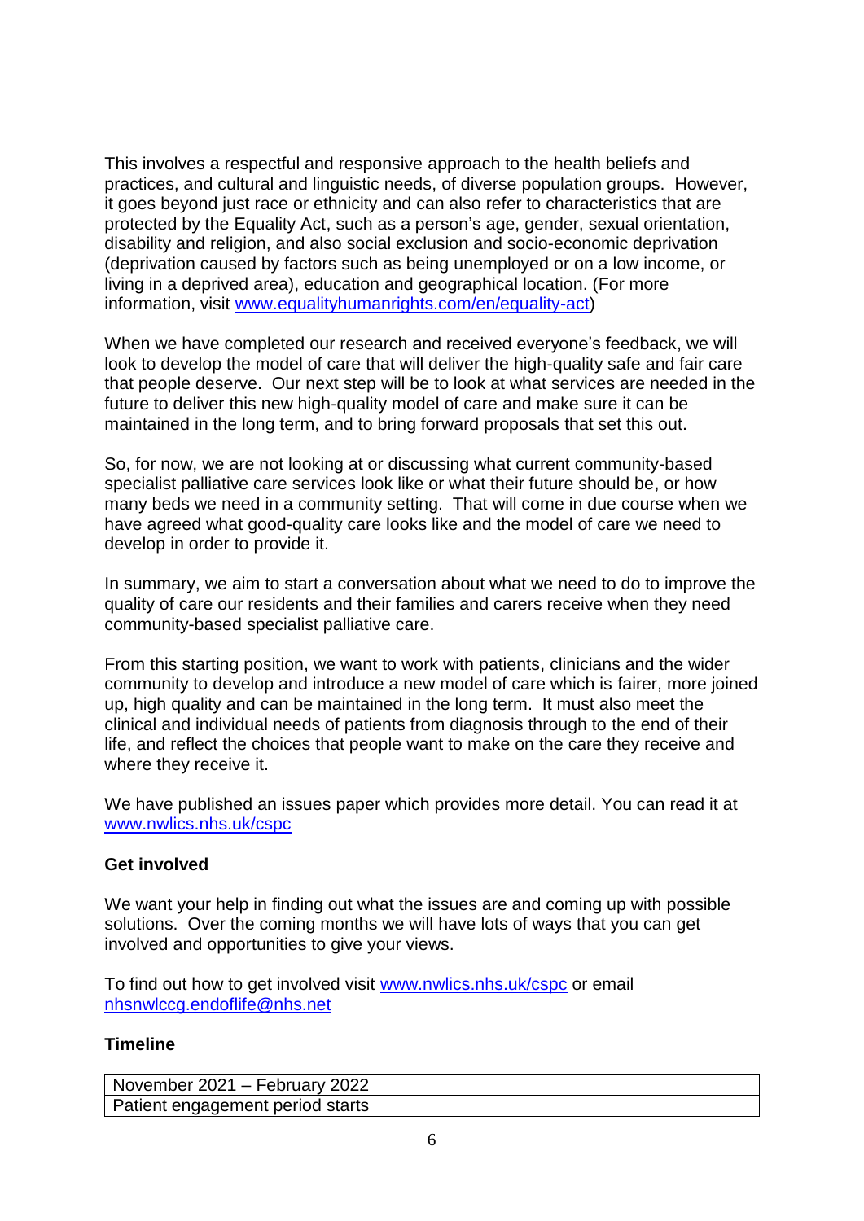This involves a respectful and responsive approach to the health beliefs and practices, and cultural and linguistic needs, of diverse population groups. However, it goes beyond just race or ethnicity and can also refer to characteristics that are protected by the Equality Act, such as a person's age, gender, sexual orientation, disability and religion, and also social exclusion and socio-economic deprivation (deprivation caused by factors such as being unemployed or on a low income, or living in a deprived area), education and geographical location. (For more information, visit [www.equalityhumanrights.com/en/equality-act](http://www.equalityhumanrights.com/en/equality-act))

When we have completed our research and received everyone's feedback, we will look to develop the model of care that will deliver the high-quality safe and fair care that people deserve. Our next step will be to look at what services are needed in the future to deliver this new high-quality model of care and make sure it can be maintained in the long term, and to bring forward proposals that set this out.

So, for now, we are not looking at or discussing what current community-based specialist palliative care services look like or what their future should be, or how many beds we need in a community setting. That will come in due course when we have agreed what good-quality care looks like and the model of care we need to develop in order to provide it.

In summary, we aim to start a conversation about what we need to do to improve the quality of care our residents and their families and carers receive when they need community-based specialist palliative care.

From this starting position, we want to work with patients, clinicians and the wider community to develop and introduce a new model of care which is fairer, more joined up, high quality and can be maintained in the long term. It must also meet the clinical and individual needs of patients from diagnosis through to the end of their life, and reflect the choices that people want to make on the care they receive and where they receive it.

We have published an issues paper which provides more detail. You can read it at [www.nwlics.nhs.uk/cspc](http://www.nwlics.nhs.uk/cspc)

**Get involved**

We want your help in finding out what the issues are and coming up with possible solutions. Over the coming months we will have lots of ways that you can get involved and opportunities to give your views.

To find out how to get involved visit [www.nwlics.nhs.uk/cspc](http://www.nwlics.nhs.uk/cspc) or email [nhsnwlccg.endoflife@nhs.net](mailto:nhsnwlccg.endoflife@nhs.net)

**Timeline**

| November 2021 – February 2022 |
| --- |
| Patient engagement period starts |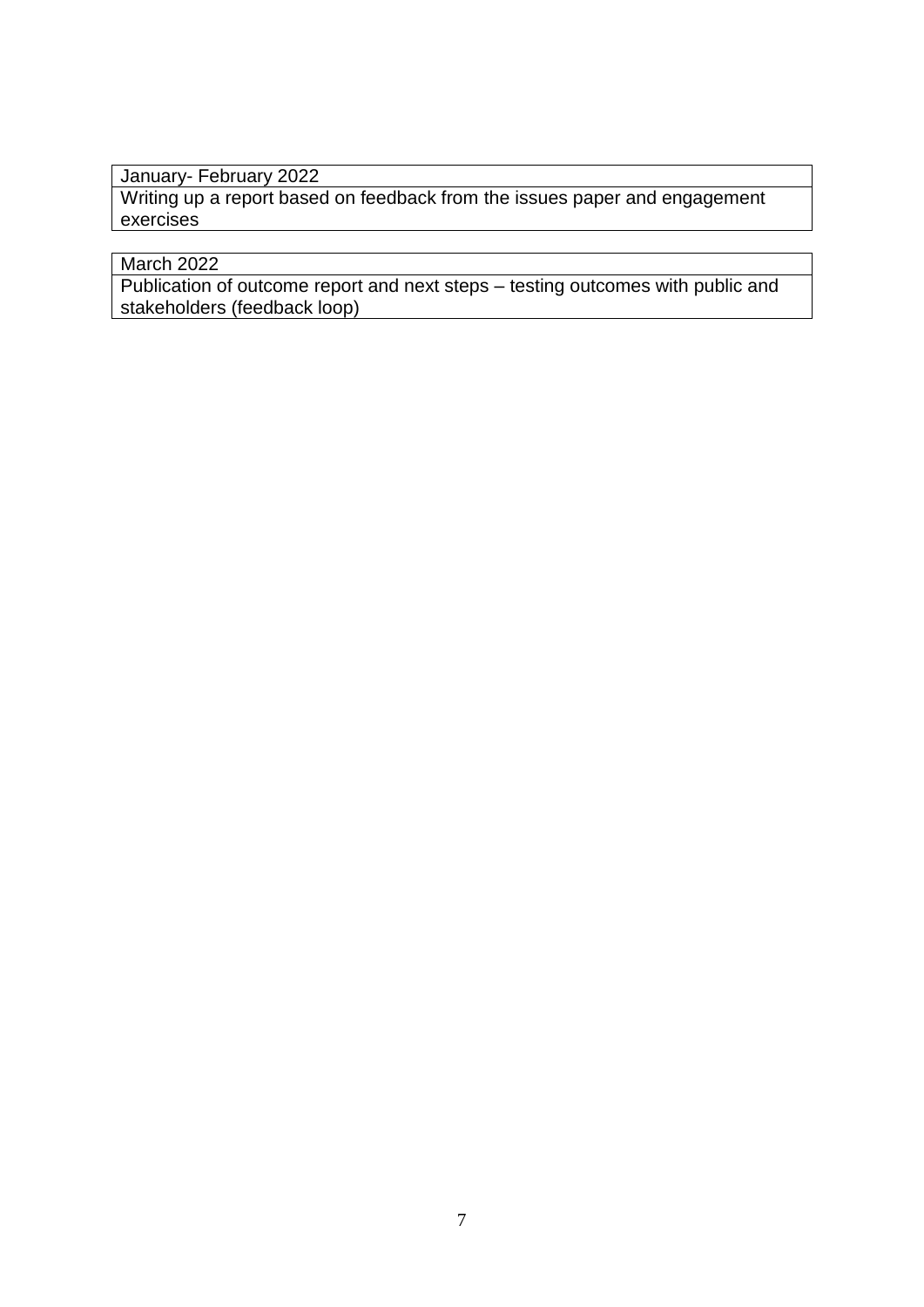| January- February 2022 |
|---|
| Writing up a report based on feedback from the issues paper and engagement exercises |

| March 2022 |
|---|
| Publication of outcome report and next steps – testing outcomes with public and stakeholders (feedback loop) |